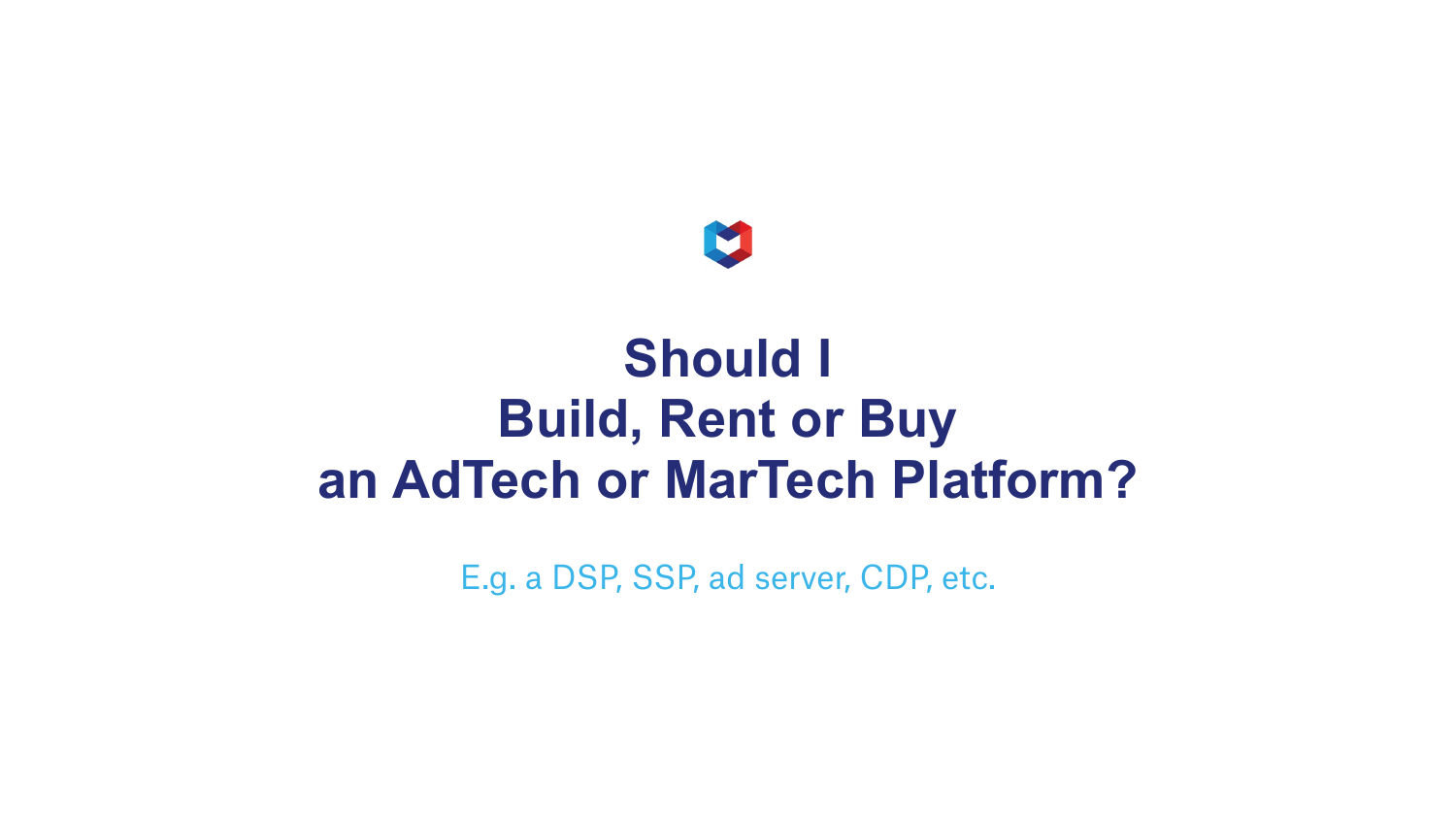# Should I Build, Rent or Buy an AdTech or MarTech Platform?

E.g. a DSP, SSP, ad server, CDP, etc.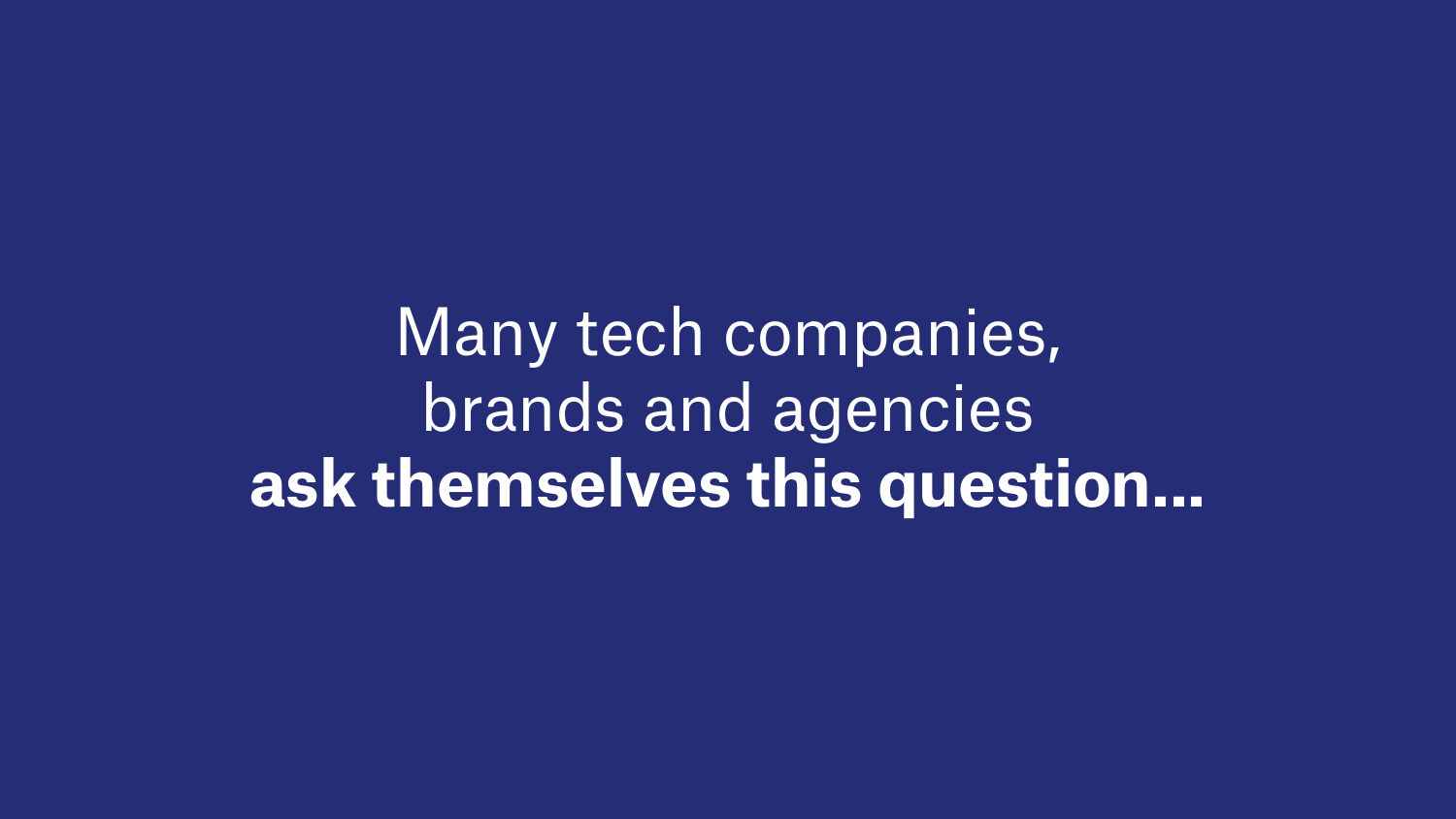Many tech companies,
brands and agencies
**ask themselves this question...**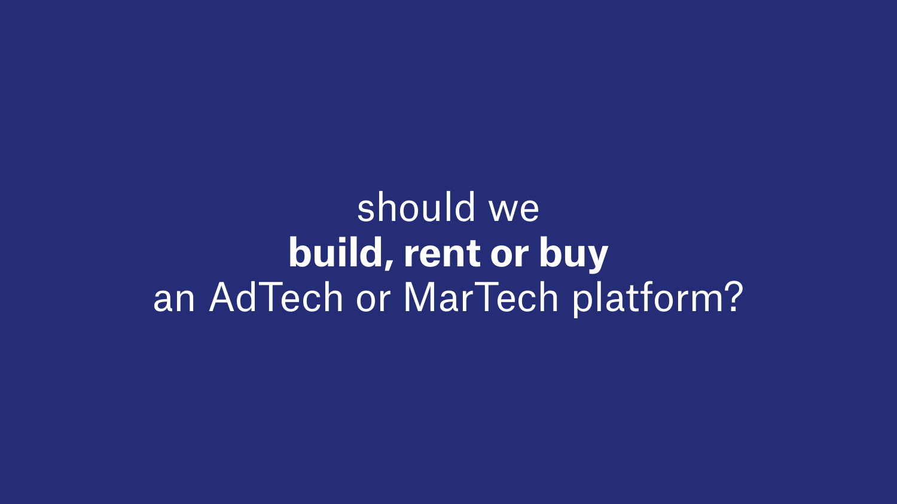should we
**build, rent or buy**
an AdTech or MarTech platform?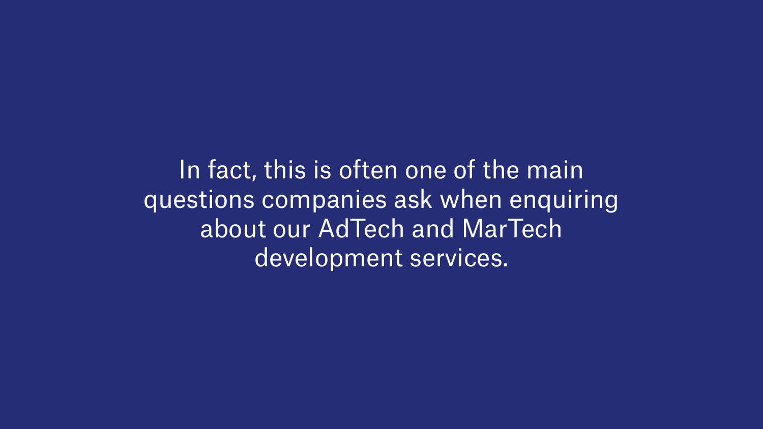In fact, this is often one of the main questions companies ask when enquiring about our AdTech and MarTech development services.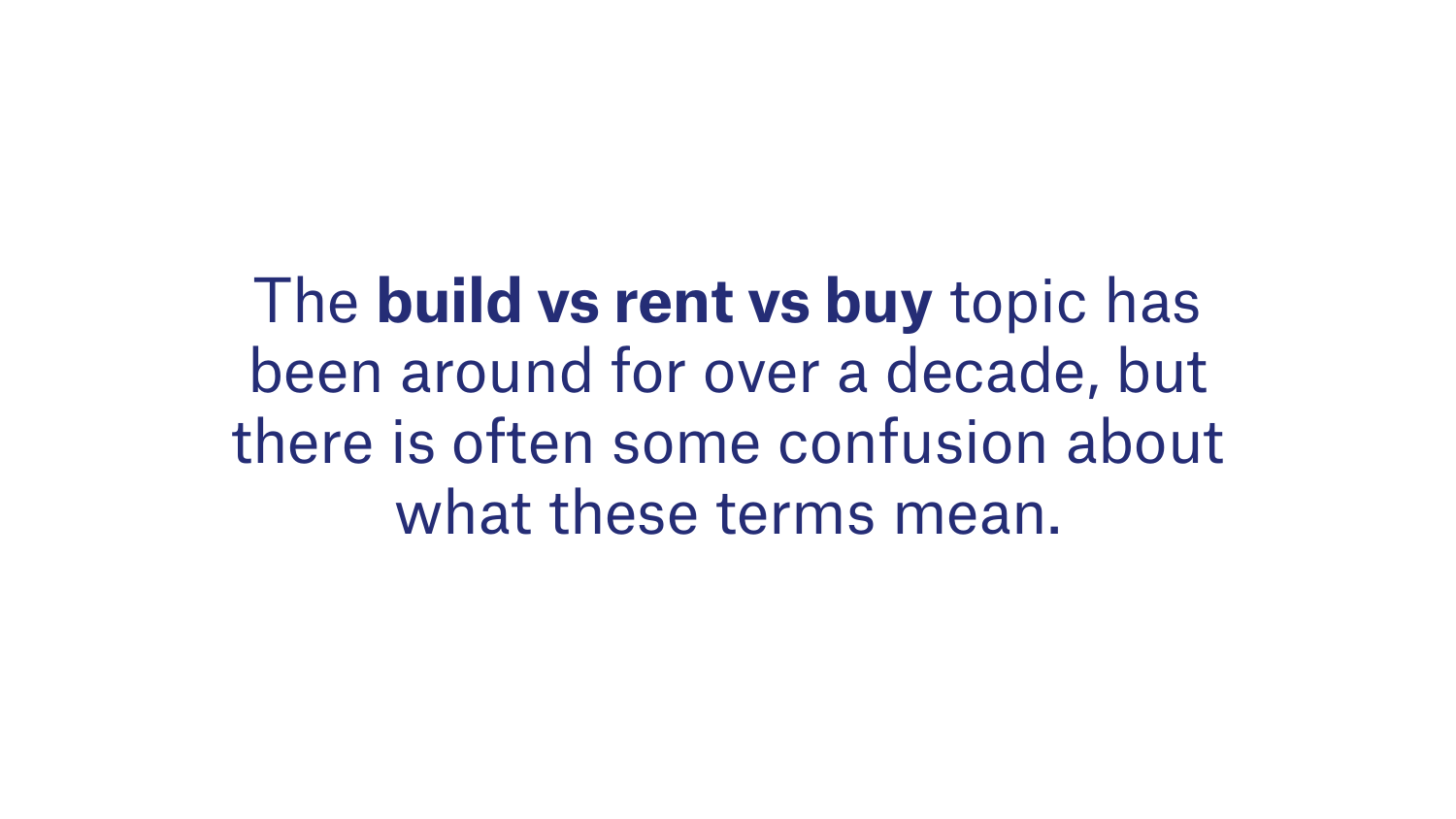The **build vs rent vs buy** topic has been around for over a decade, but there is often some confusion about what these terms mean.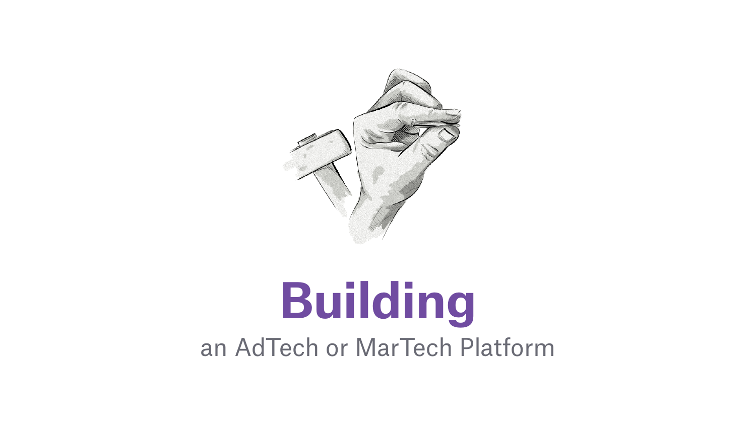# Building

an AdTech or MarTech Platform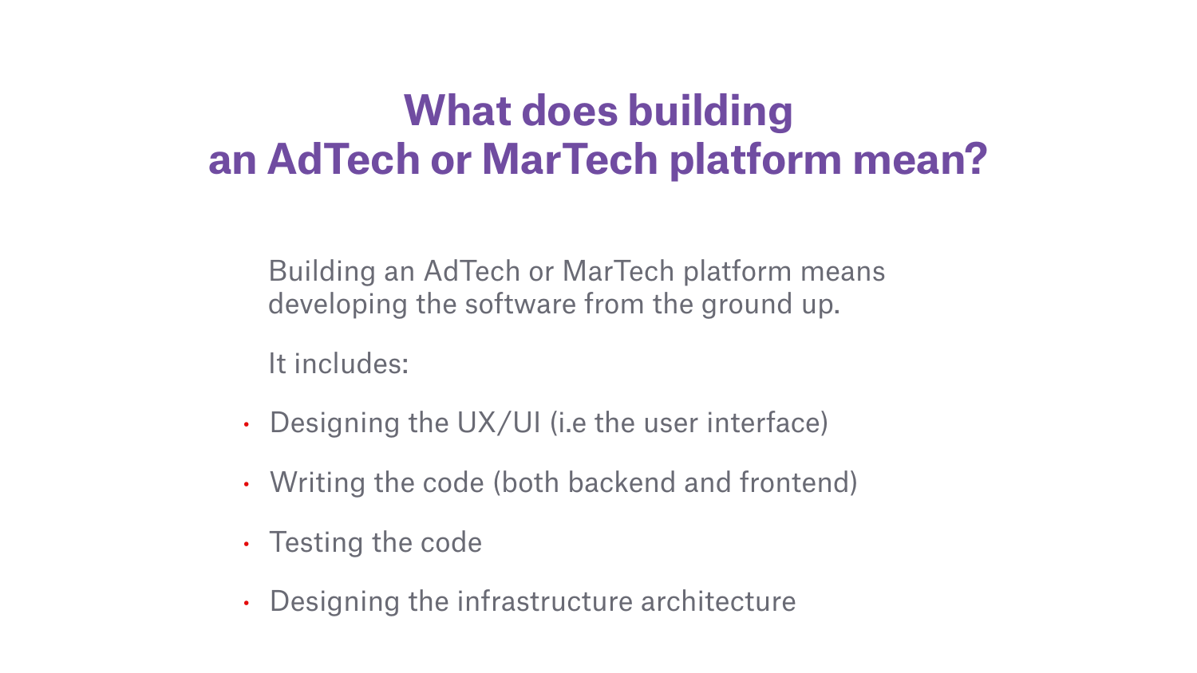# What does building an AdTech or MarTech platform mean?

Building an AdTech or MarTech platform means developing the software from the ground up.

It includes:

- Designing the UX/UI (i.e the user interface)
- Writing the code (both backend and frontend)
- Testing the code
- Designing the infrastructure architecture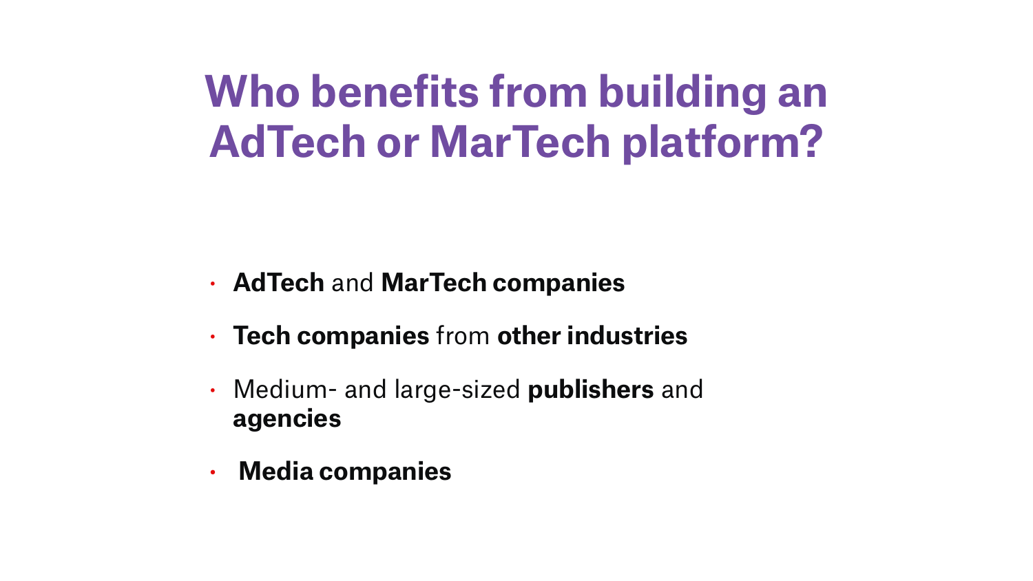# Who benefits from building an AdTech or MarTech platform?

- **AdTech** and **MarTech companies**
- **Tech companies** from **other industries**
- Medium- and large-sized **publishers** and **agencies**
- **Media companies**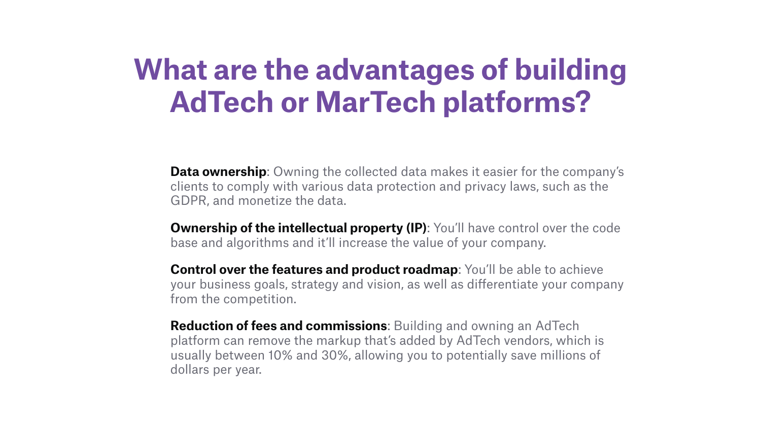# What are the advantages of building AdTech or MarTech platforms?

**Data ownership**: Owning the collected data makes it easier for the company's clients to comply with various data protection and privacy laws, such as the GDPR, and monetize the data.

**Ownership of the intellectual property (IP)**: You'll have control over the code base and algorithms and it'll increase the value of your company.

**Control over the features and product roadmap**: You'll be able to achieve your business goals, strategy and vision, as well as differentiate your company from the competition.

**Reduction of fees and commissions**: Building and owning an AdTech platform can remove the markup that's added by AdTech vendors, which is usually between 10% and 30%, allowing you to potentially save millions of dollars per year.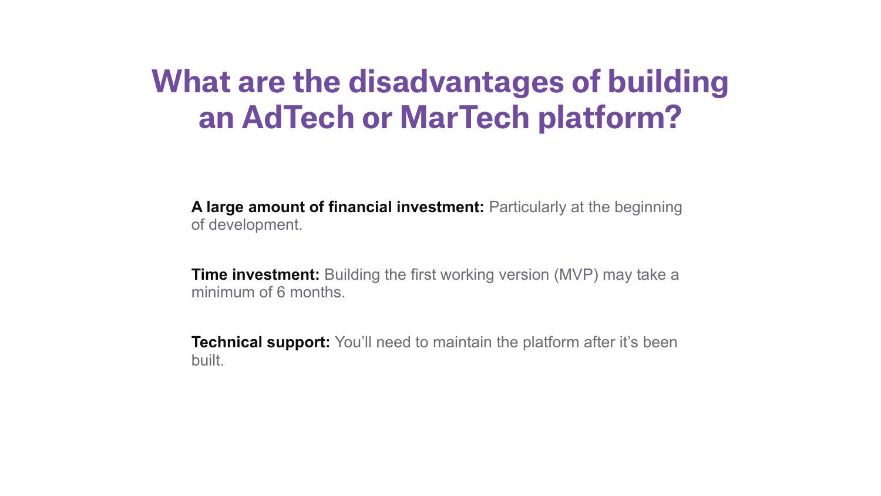# What are the disadvantages of building an AdTech or MarTech platform?

**A large amount of financial investment:** Particularly at the beginning of development.

**Time investment:** Building the first working version (MVP) may take a minimum of 6 months.

**Technical support:** You'll need to maintain the platform after it's been built.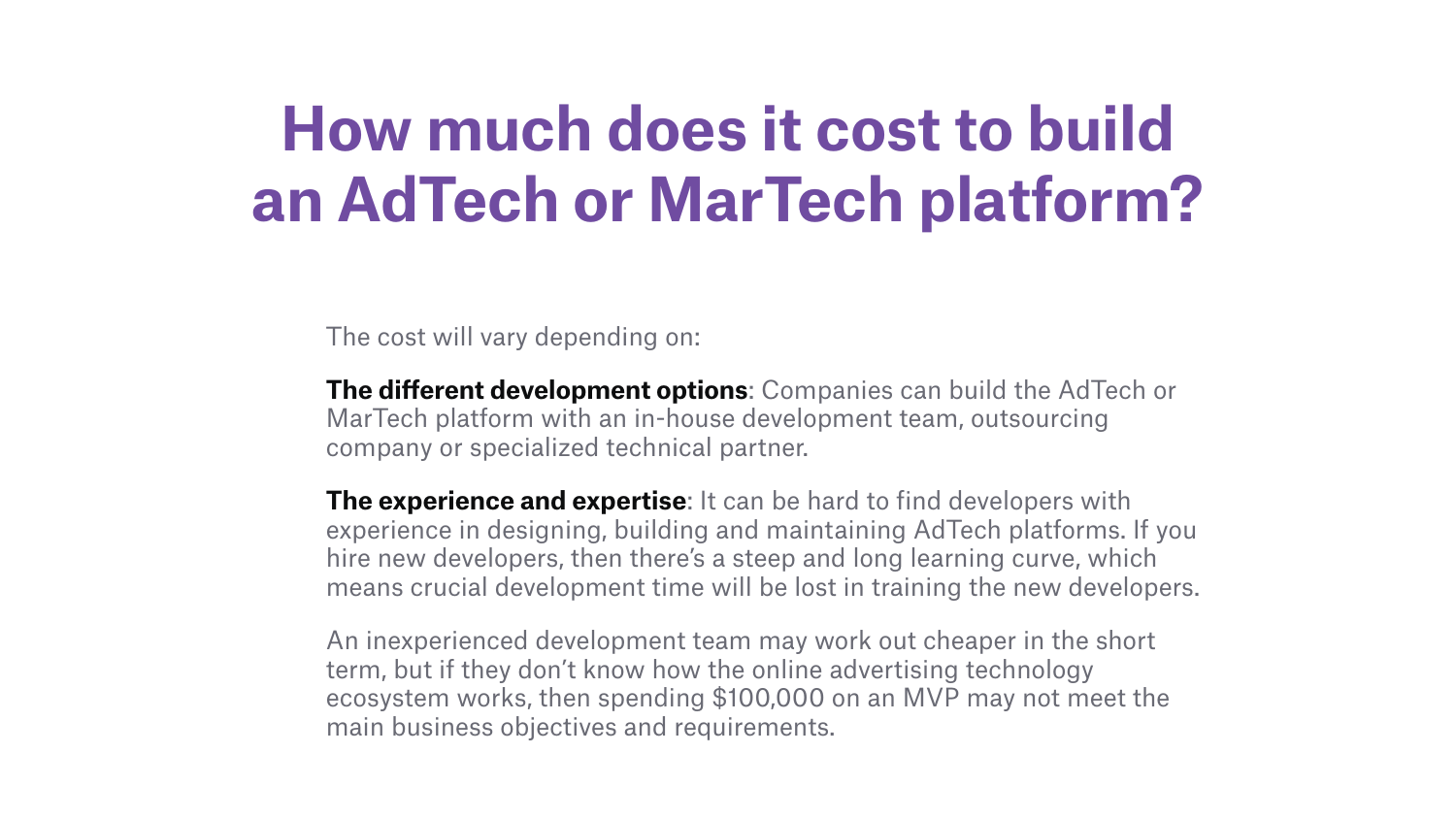# How much does it cost to build an AdTech or MarTech platform?

The cost will vary depending on:

**The different development options**: Companies can build the AdTech or MarTech platform with an in-house development team, outsourcing company or specialized technical partner.

**The experience and expertise**: It can be hard to find developers with experience in designing, building and maintaining AdTech platforms. If you hire new developers, then there's a steep and long learning curve, which means crucial development time will be lost in training the new developers.

An inexperienced development team may work out cheaper in the short term, but if they don't know how the online advertising technology ecosystem works, then spending $100,000 on an MVP may not meet the main business objectives and requirements.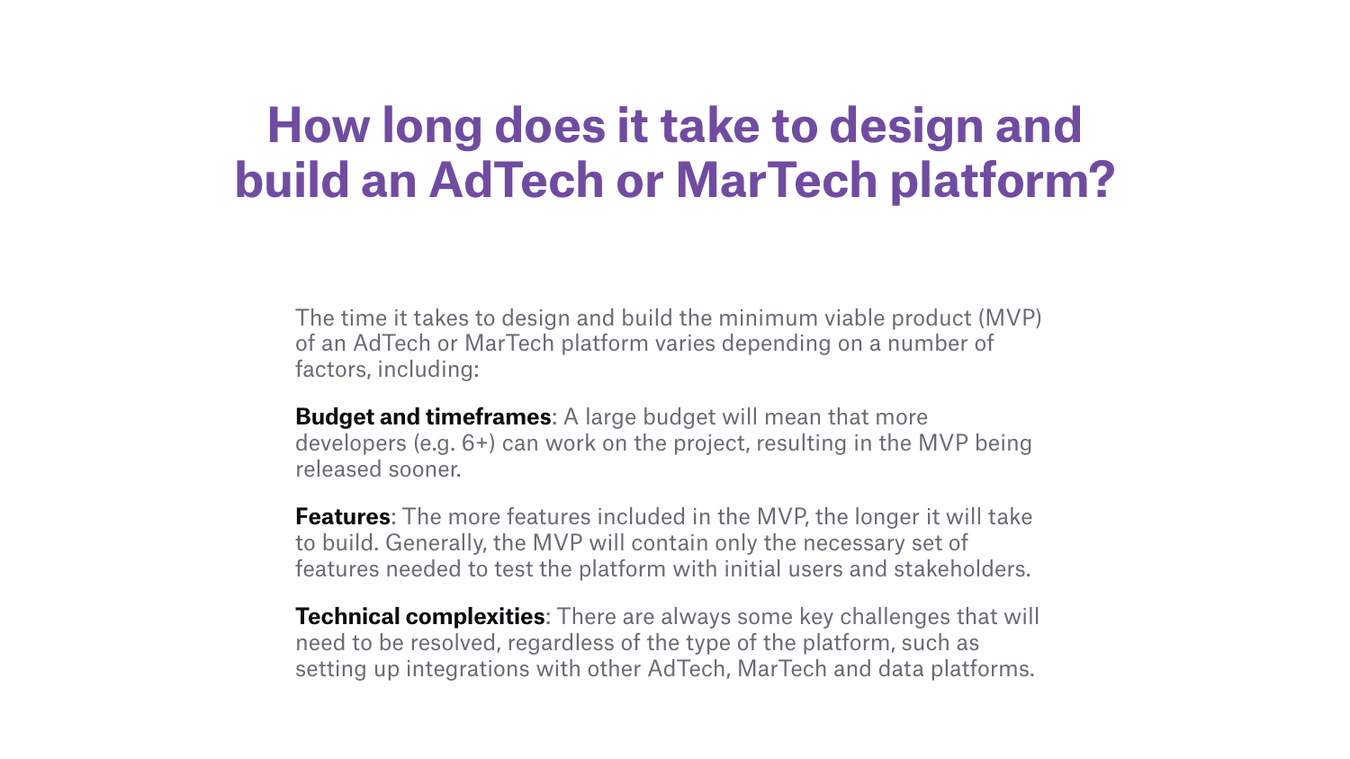# How long does it take to design and build an AdTech or MarTech platform?

The time it takes to design and build the minimum viable product (MVP) of an AdTech or MarTech platform varies depending on a number of factors, including:

**Budget and timeframes**: A large budget will mean that more developers (e.g. 6+) can work on the project, resulting in the MVP being released sooner.

**Features**: The more features included in the MVP, the longer it will take to build. Generally, the MVP will contain only the necessary set of features needed to test the platform with initial users and stakeholders.

**Technical complexities**: There are always some key challenges that will need to be resolved, regardless of the type of the platform, such as setting up integrations with other AdTech, MarTech and data platforms.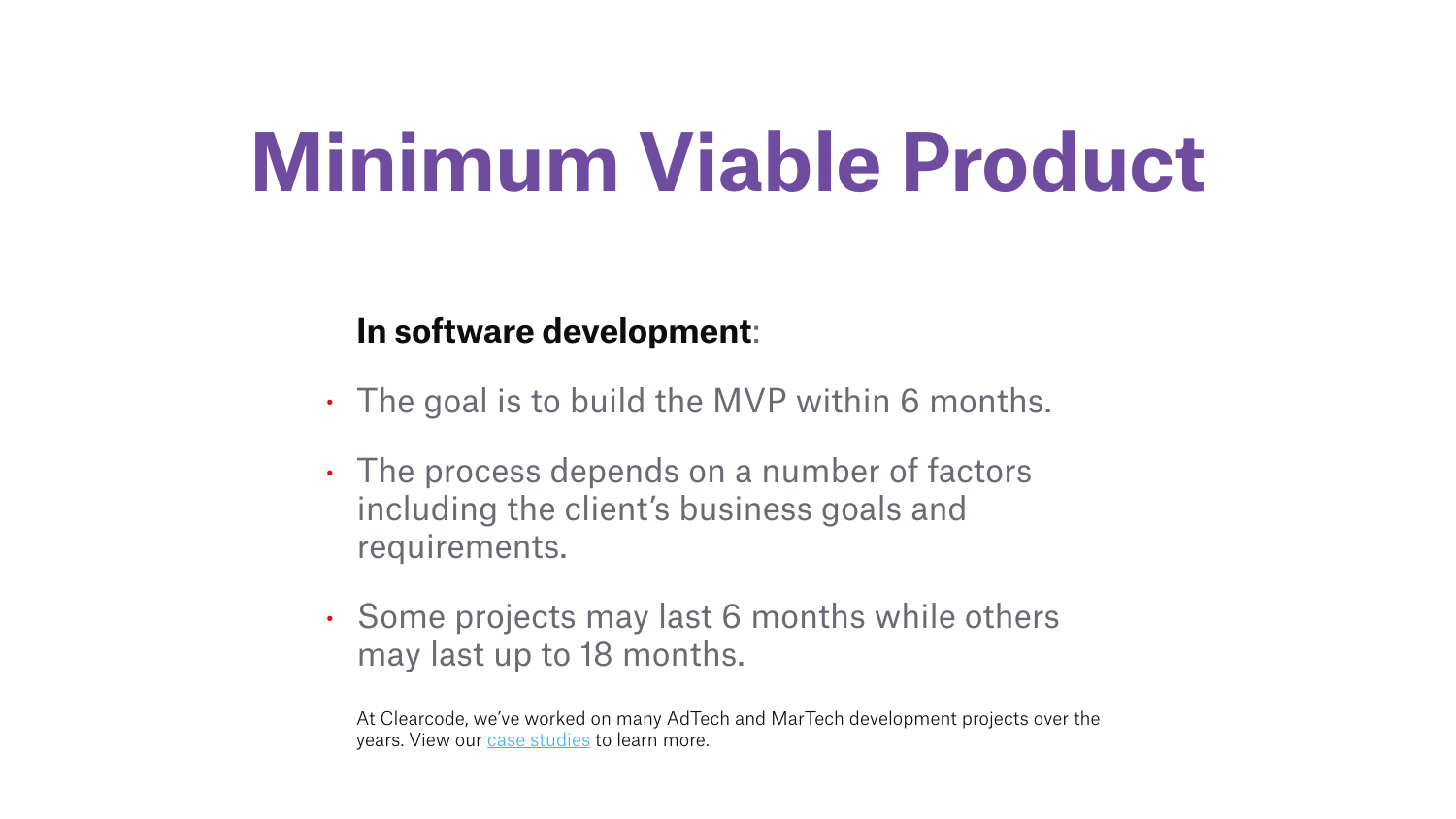# Minimum Viable Product

**In software development**:

- The goal is to build the MVP within 6 months.
- The process depends on a number of factors including the client's business goals and requirements.
- Some projects may last 6 months while others may last up to 18 months.

At Clearcode, we've worked on many AdTech and MarTech development projects over the years. View our case studies to learn more.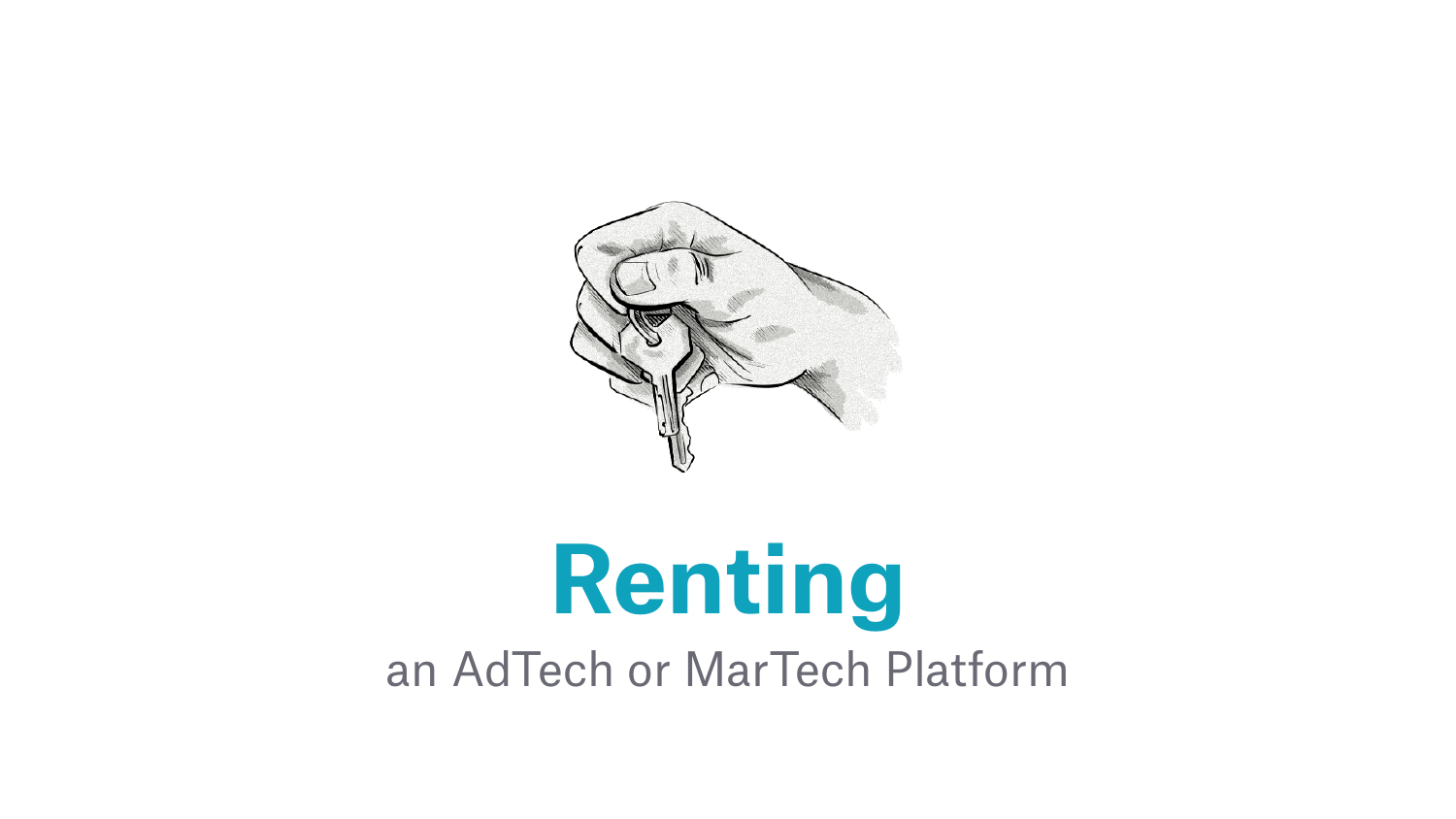# Renting

an AdTech or MarTech Platform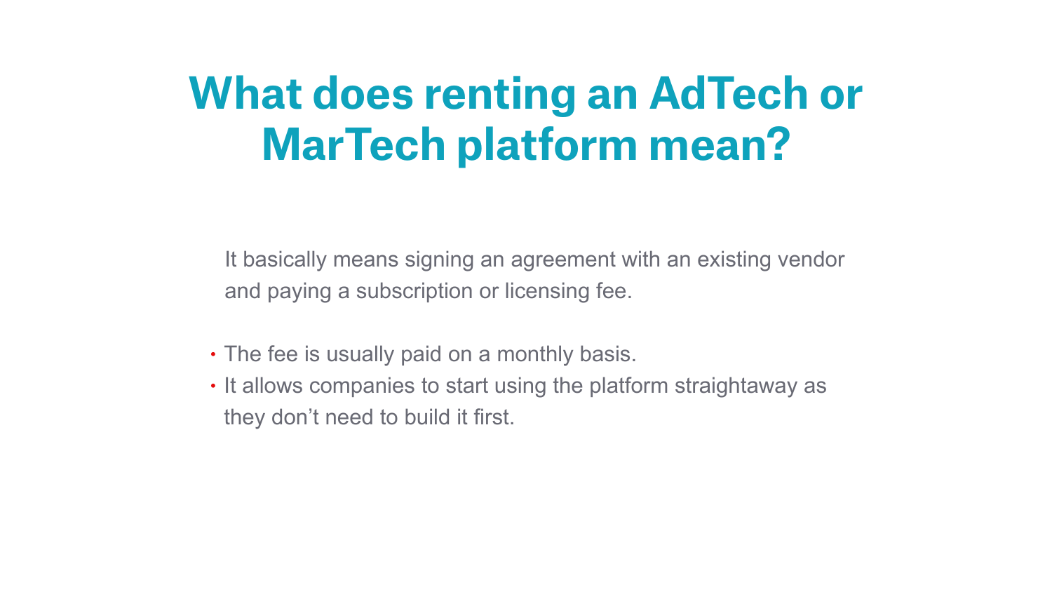# What does renting an AdTech or MarTech platform mean?

It basically means signing an agreement with an existing vendor and paying a subscription or licensing fee.

- The fee is usually paid on a monthly basis.
- It allows companies to start using the platform straightaway as they don’t need to build it first.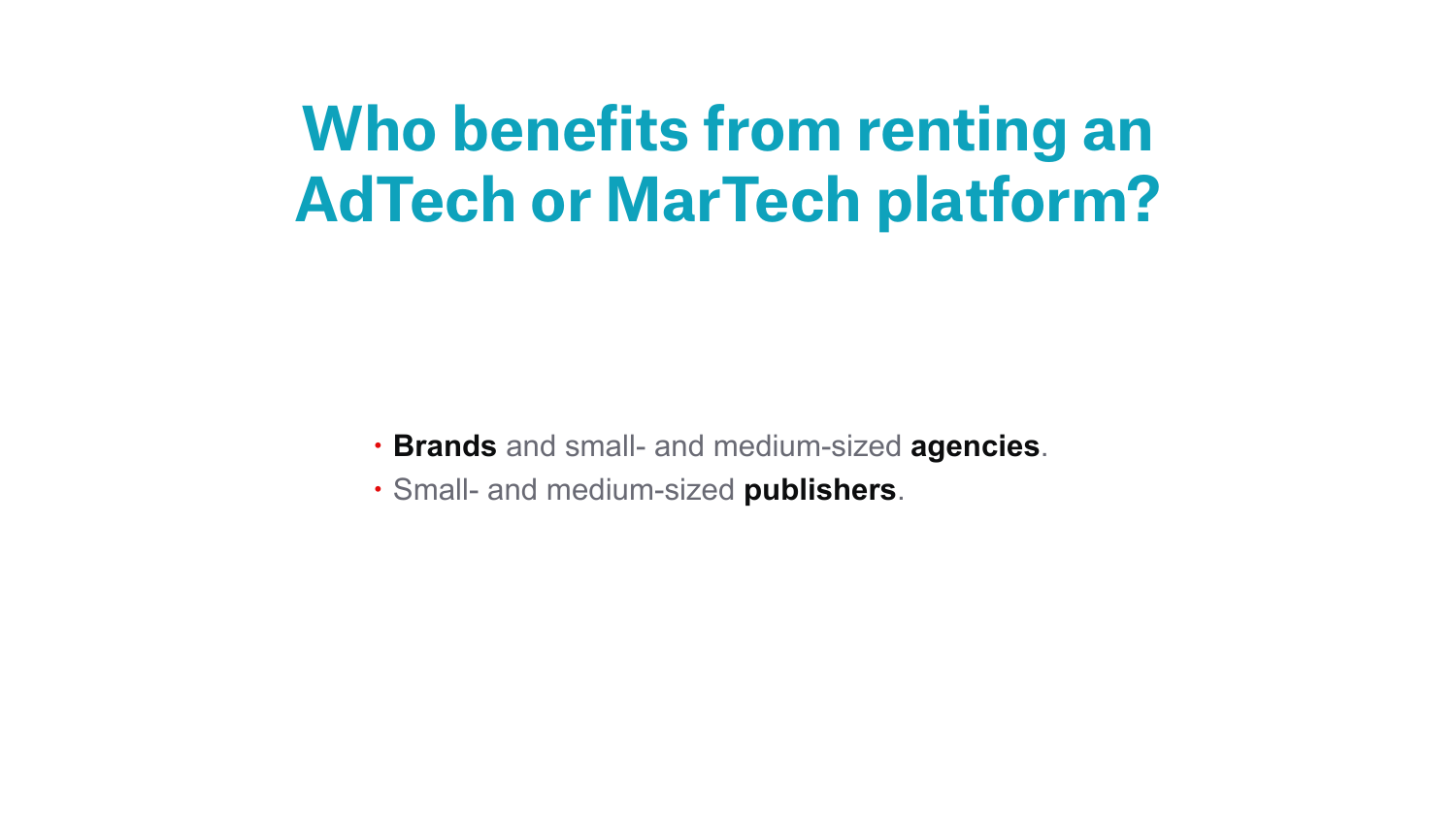# Who benefits from renting an AdTech or MarTech platform?

- **Brands** and small- and medium-sized **agencies**.
- Small- and medium-sized **publishers**.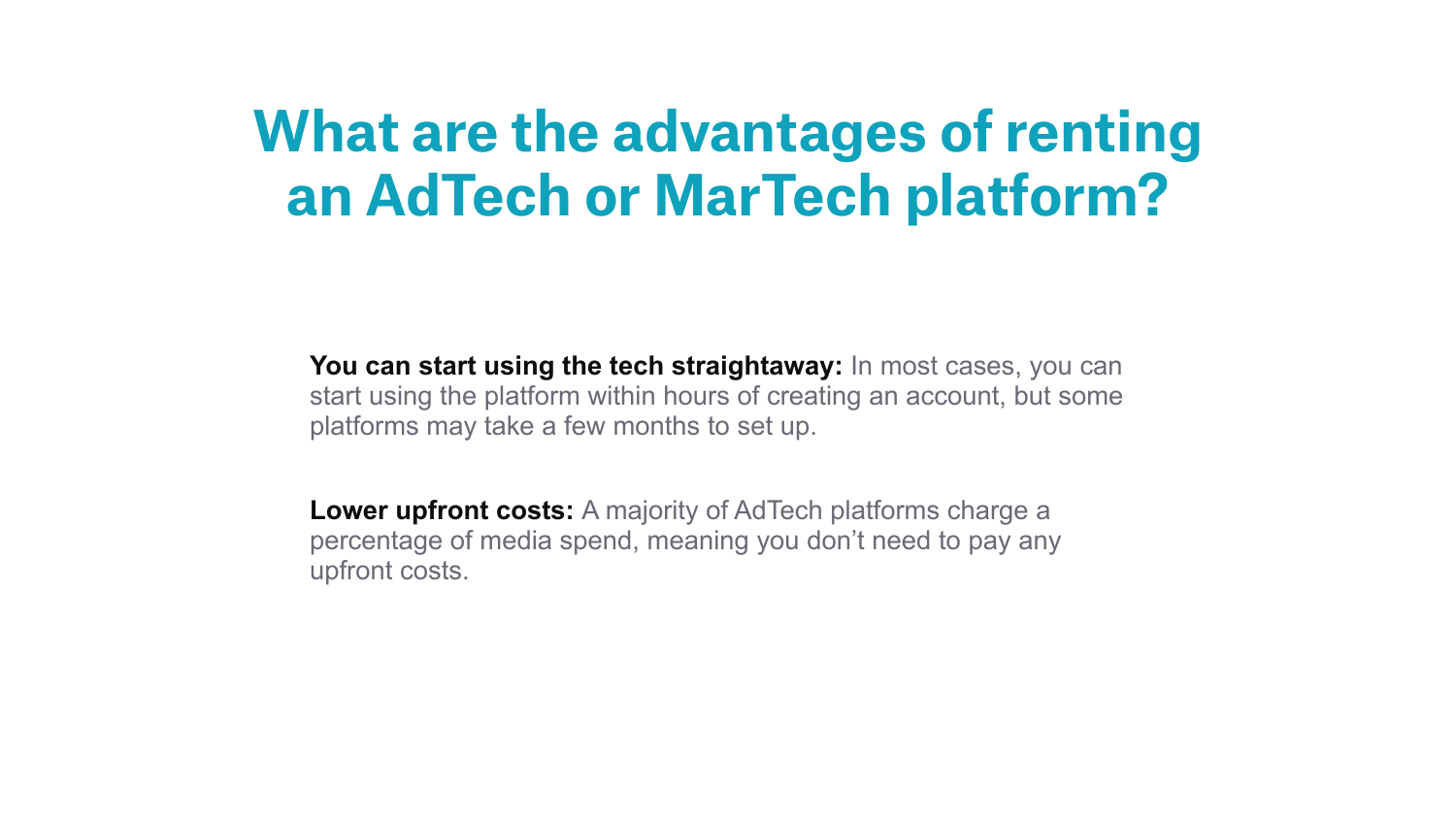# What are the advantages of renting an AdTech or MarTech platform?

**You can start using the tech straightaway:** In most cases, you can start using the platform within hours of creating an account, but some platforms may take a few months to set up.

**Lower upfront costs:** A majority of AdTech platforms charge a percentage of media spend, meaning you don’t need to pay any upfront costs.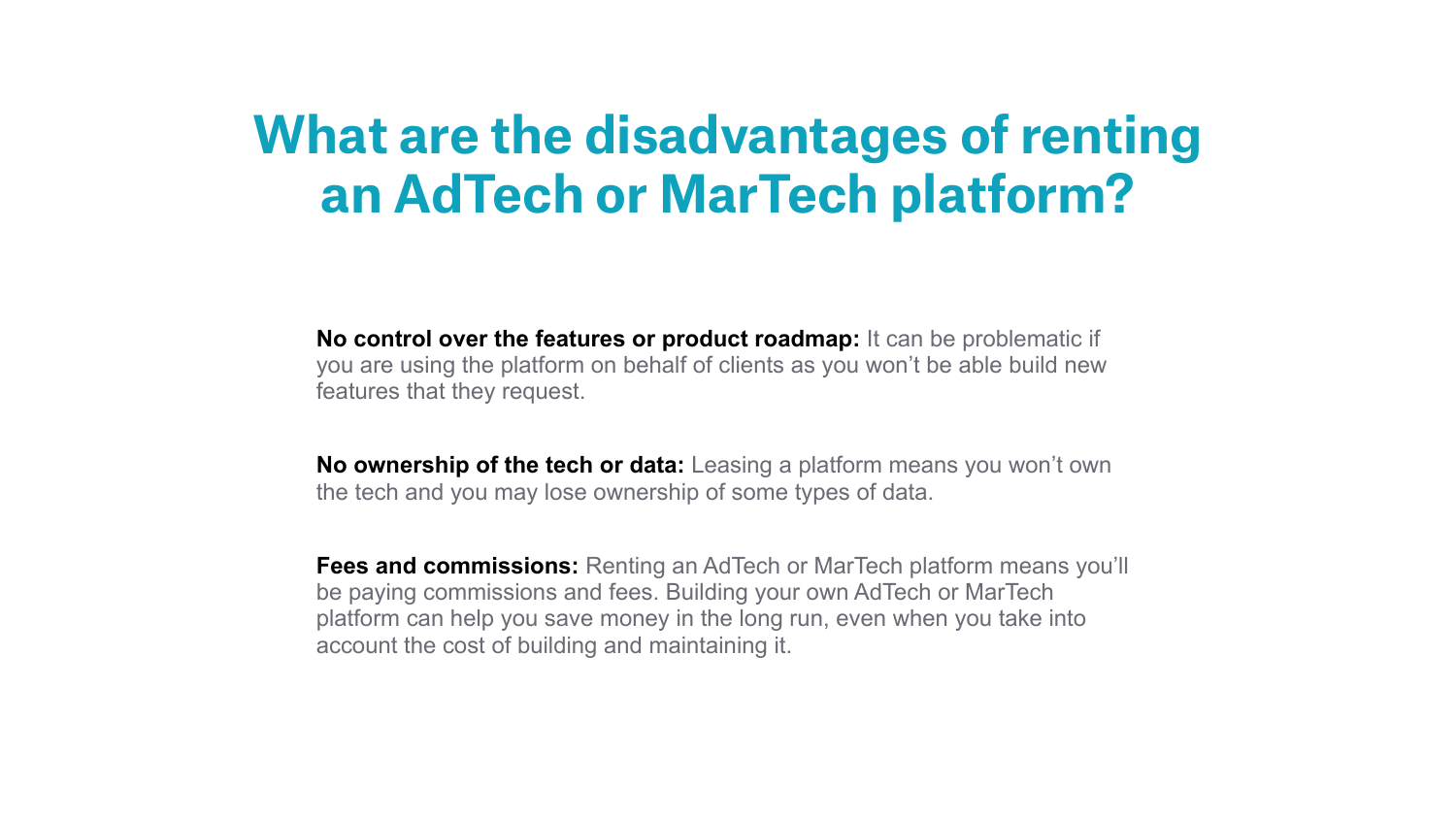# What are the disadvantages of renting an AdTech or MarTech platform?

**No control over the features or product roadmap:** It can be problematic if you are using the platform on behalf of clients as you won't be able build new features that they request.

**No ownership of the tech or data:** Leasing a platform means you won't own the tech and you may lose ownership of some types of data.

**Fees and commissions:** Renting an AdTech or MarTech platform means you'll be paying commissions and fees. Building your own AdTech or MarTech platform can help you save money in the long run, even when you take into account the cost of building and maintaining it.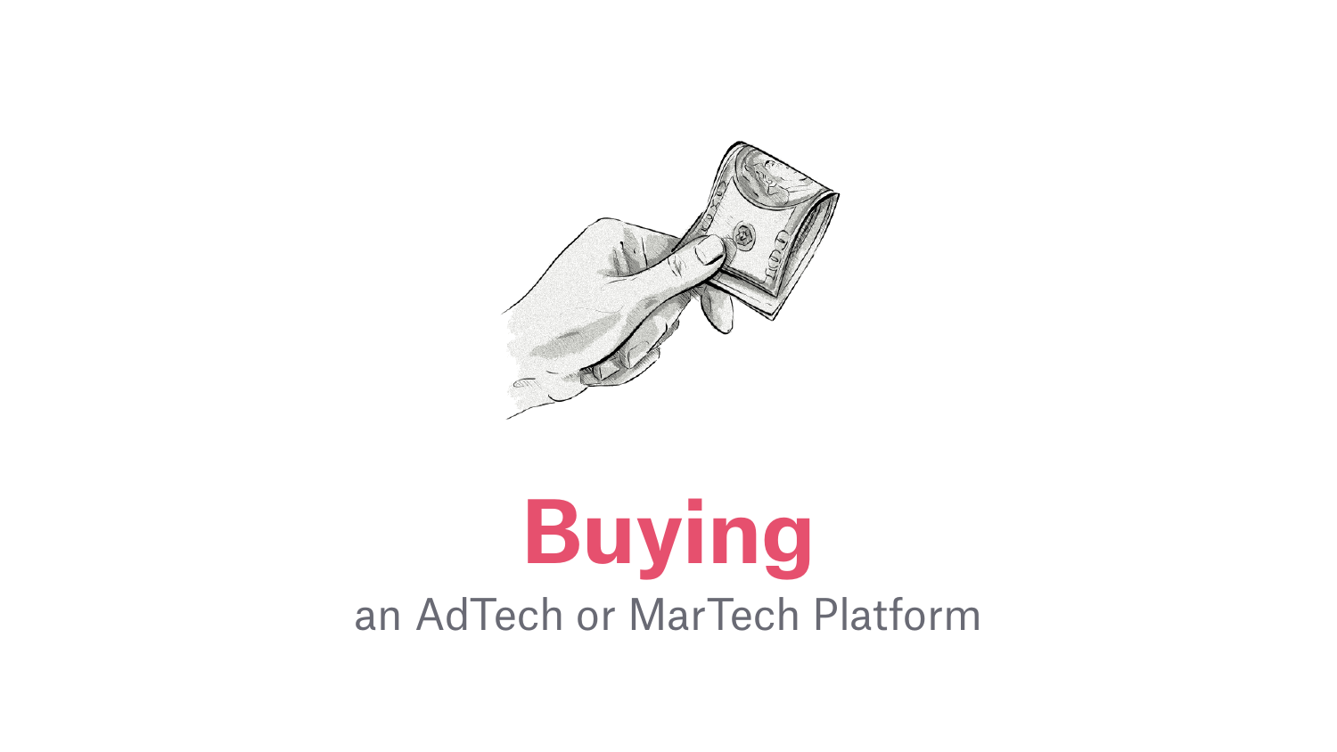# Buying

an AdTech or MarTech Platform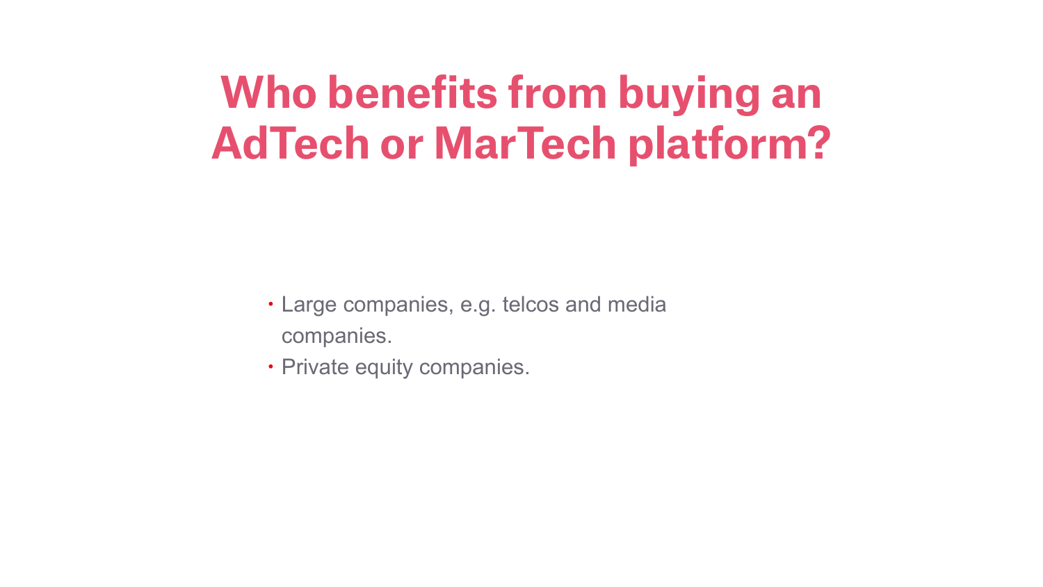# Who benefits from buying an AdTech or MarTech platform?

- Large companies, e.g. telcos and media companies.
- Private equity companies.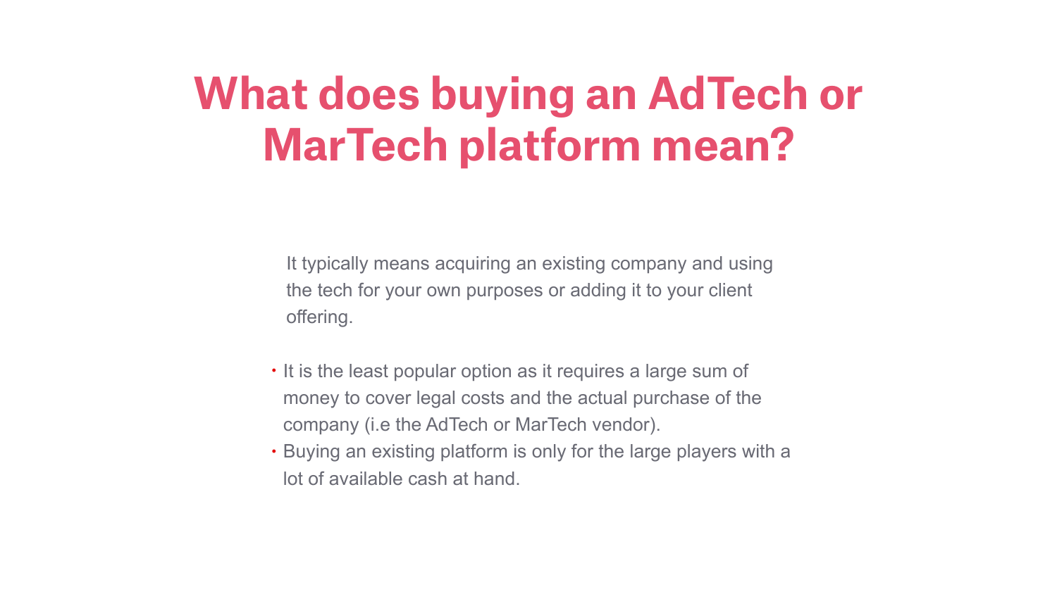# What does buying an AdTech or MarTech platform mean?

It typically means acquiring an existing company and using the tech for your own purposes or adding it to your client offering.

- It is the least popular option as it requires a large sum of money to cover legal costs and the actual purchase of the company (i.e the AdTech or MarTech vendor).
- Buying an existing platform is only for the large players with a lot of available cash at hand.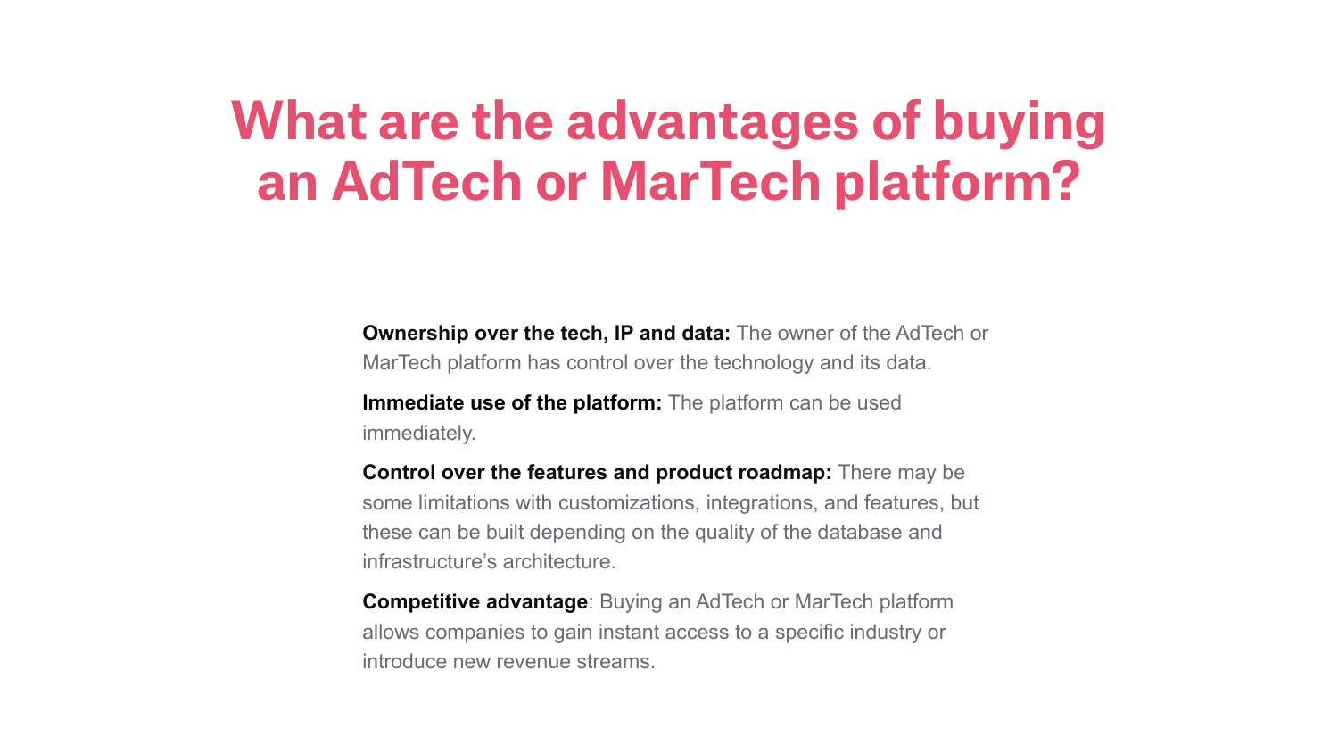# What are the advantages of buying an AdTech or MarTech platform?

**Ownership over the tech, IP and data:** The owner of the AdTech or MarTech platform has control over the technology and its data.

**Immediate use of the platform:** The platform can be used immediately.

**Control over the features and product roadmap:** There may be some limitations with customizations, integrations, and features, but these can be built depending on the quality of the database and infrastructure's architecture.

**Competitive advantage**: Buying an AdTech or MarTech platform allows companies to gain instant access to a specific industry or introduce new revenue streams.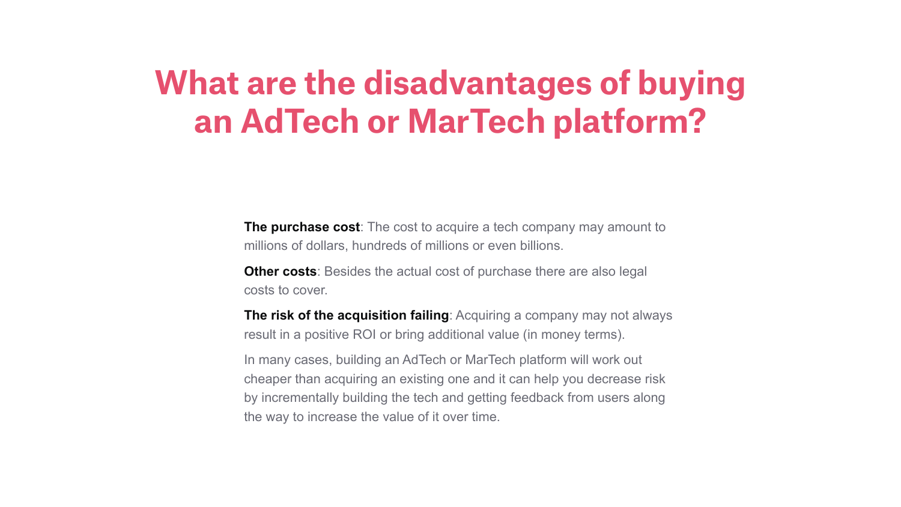# What are the disadvantages of buying an AdTech or MarTech platform?

**The purchase cost**: The cost to acquire a tech company may amount to millions of dollars, hundreds of millions or even billions.

**Other costs**: Besides the actual cost of purchase there are also legal costs to cover.

**The risk of the acquisition failing**: Acquiring a company may not always result in a positive ROI or bring additional value (in money terms).

In many cases, building an AdTech or MarTech platform will work out cheaper than acquiring an existing one and it can help you decrease risk by incrementally building the tech and getting feedback from users along the way to increase the value of it over time.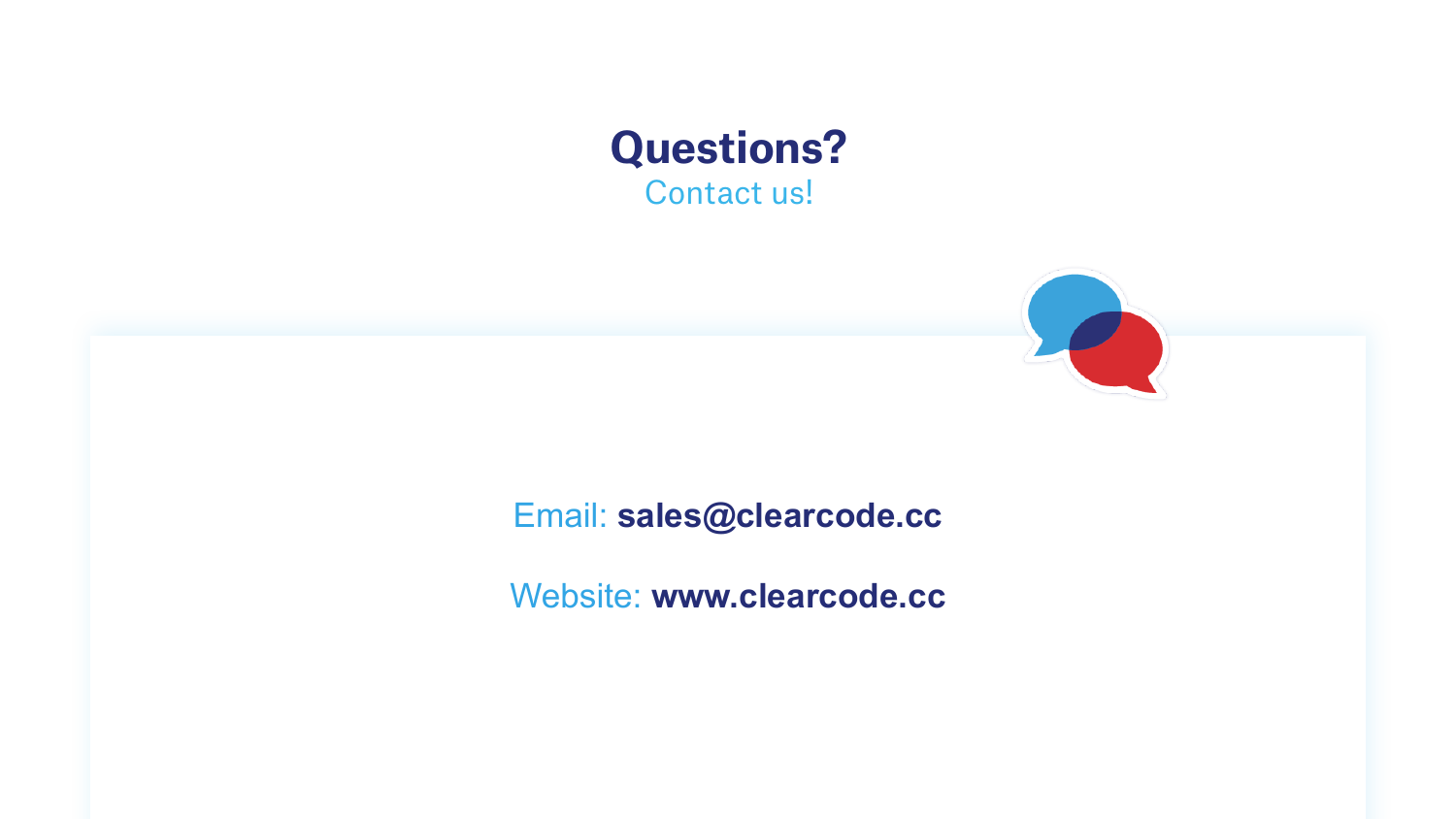# Questions?

Contact us!

Email: **sales@clearcode.cc**

Website: **www.clearcode.cc**